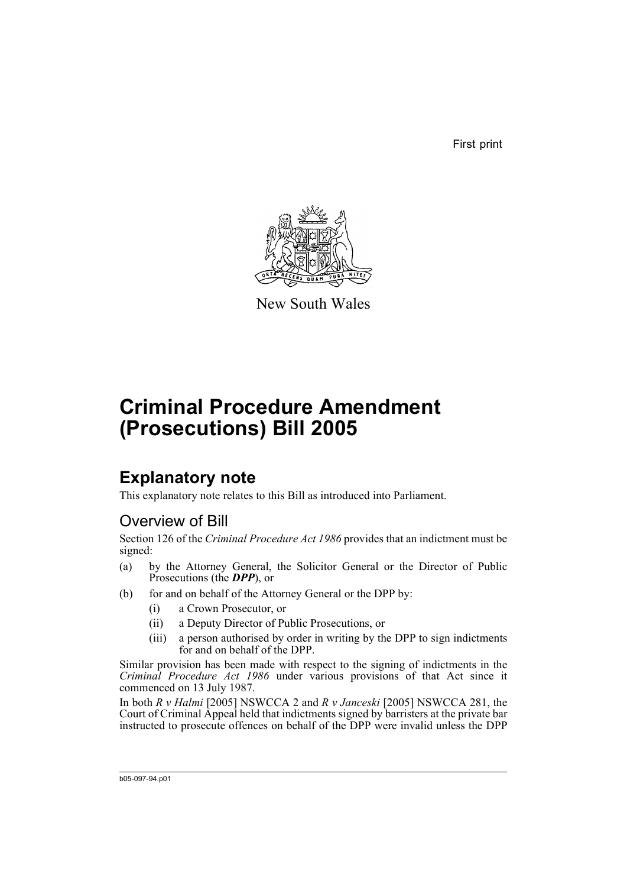First print

New South Wales

# Criminal Procedure Amendment (Prosecutions) Bill 2005

## Explanatory note

This explanatory note relates to this Bill as introduced into Parliament.

### Overview of Bill

Section 126 of the *Criminal Procedure Act 1986* provides that an indictment must be signed:

(a) by the Attorney General, the Solicitor General or the Director of Public Prosecutions (the ***DPP***), or

(b) for and on behalf of the Attorney General or the DPP by:

  (i) a Crown Prosecutor, or

  (ii) a Deputy Director of Public Prosecutions, or

  (iii) a person authorised by order in writing by the DPP to sign indictments for and on behalf of the DPP.

Similar provision has been made with respect to the signing of indictments in the *Criminal Procedure Act 1986* under various provisions of that Act since it commenced on 13 July 1987.

In both *R v Halmi* [2005] NSWCCA 2 and *R v Janceski* [2005] NSWCCA 281, the Court of Criminal Appeal held that indictments signed by barristers at the private bar instructed to prosecute offences on behalf of the DPP were invalid unless the DPP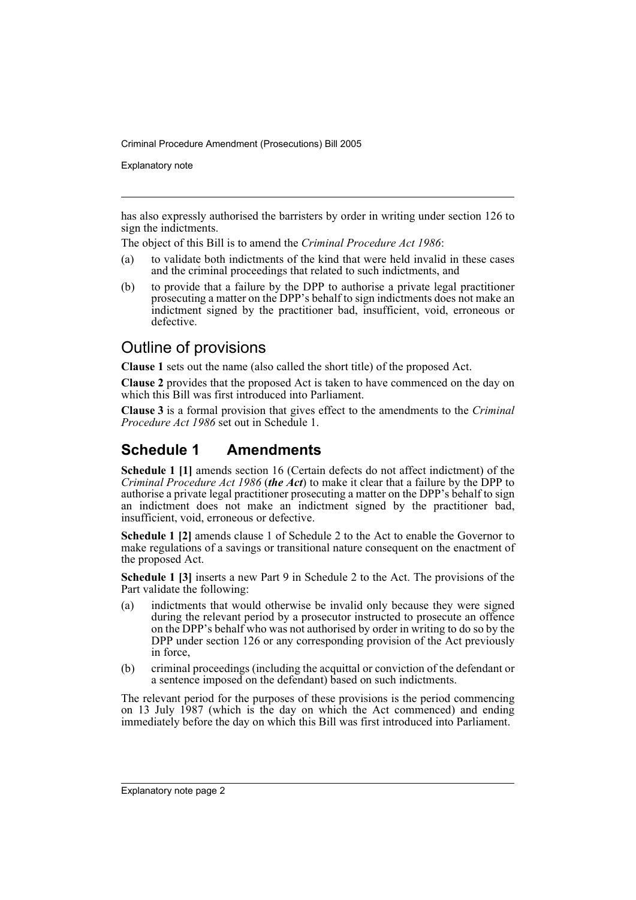has also expressly authorised the barristers by order in writing under section 126 to sign the indictments.

The object of this Bill is to amend the *Criminal Procedure Act 1986*:

(a) to validate both indictments of the kind that were held invalid in these cases and the criminal proceedings that related to such indictments, and

(b) to provide that a failure by the DPP to authorise a private legal practitioner prosecuting a matter on the DPP's behalf to sign indictments does not make an indictment signed by the practitioner bad, insufficient, void, erroneous or defective.

## Outline of provisions

**Clause 1** sets out the name (also called the short title) of the proposed Act.

**Clause 2** provides that the proposed Act is taken to have commenced on the day on which this Bill was first introduced into Parliament.

**Clause 3** is a formal provision that gives effect to the amendments to the *Criminal Procedure Act 1986* set out in Schedule 1.

## Schedule 1 Amendments

**Schedule 1 [1]** amends section 16 (Certain defects do not affect indictment) of the *Criminal Procedure Act 1986* (***the Act***) to make it clear that a failure by the DPP to authorise a private legal practitioner prosecuting a matter on the DPP's behalf to sign an indictment does not make an indictment signed by the practitioner bad, insufficient, void, erroneous or defective.

**Schedule 1 [2]** amends clause 1 of Schedule 2 to the Act to enable the Governor to make regulations of a savings or transitional nature consequent on the enactment of the proposed Act.

**Schedule 1 [3]** inserts a new Part 9 in Schedule 2 to the Act. The provisions of the Part validate the following:

(a) indictments that would otherwise be invalid only because they were signed during the relevant period by a prosecutor instructed to prosecute an offence on the DPP's behalf who was not authorised by order in writing to do so by the DPP under section 126 or any corresponding provision of the Act previously in force,

(b) criminal proceedings (including the acquittal or conviction of the defendant or a sentence imposed on the defendant) based on such indictments.

The relevant period for the purposes of these provisions is the period commencing on 13 July 1987 (which is the day on which the Act commenced) and ending immediately before the day on which this Bill was first introduced into Parliament.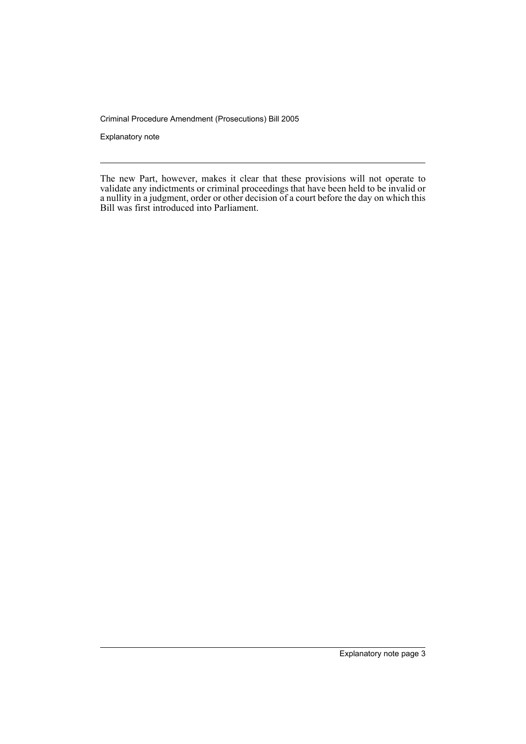The new Part, however, makes it clear that these provisions will not operate to validate any indictments or criminal proceedings that have been held to be invalid or a nullity in a judgment, order or other decision of a court before the day on which this Bill was first introduced into Parliament.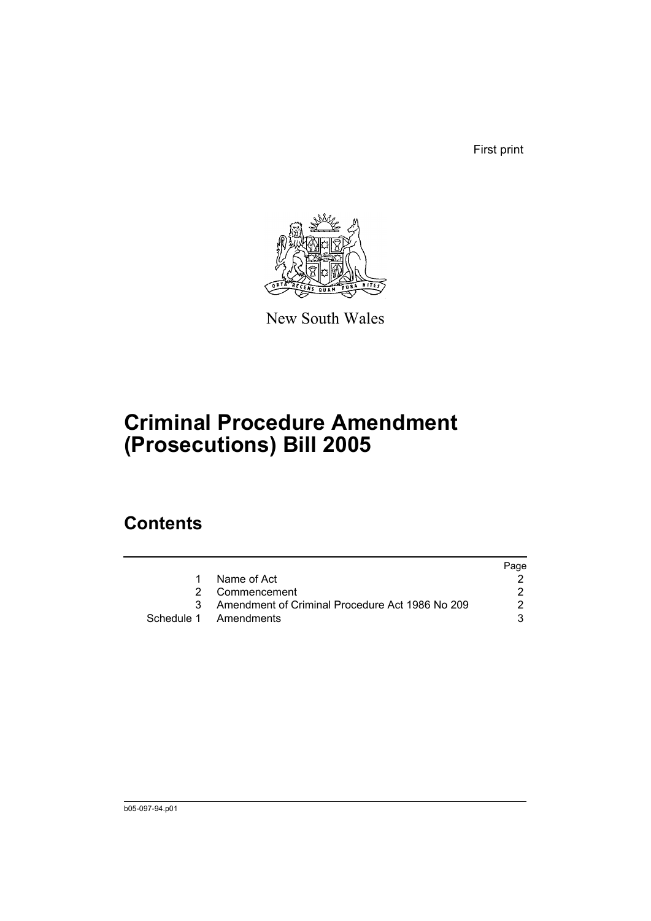First print

New South Wales

# Criminal Procedure Amendment (Prosecutions) Bill 2005

## Contents

| | | Page |
|---|---|---|
| 1 | Name of Act | 2 |
| 2 | Commencement | 2 |
| 3 | Amendment of Criminal Procedure Act 1986 No 209 | 2 |
| Schedule 1 | Amendments | 3 |

b05-097-94.p01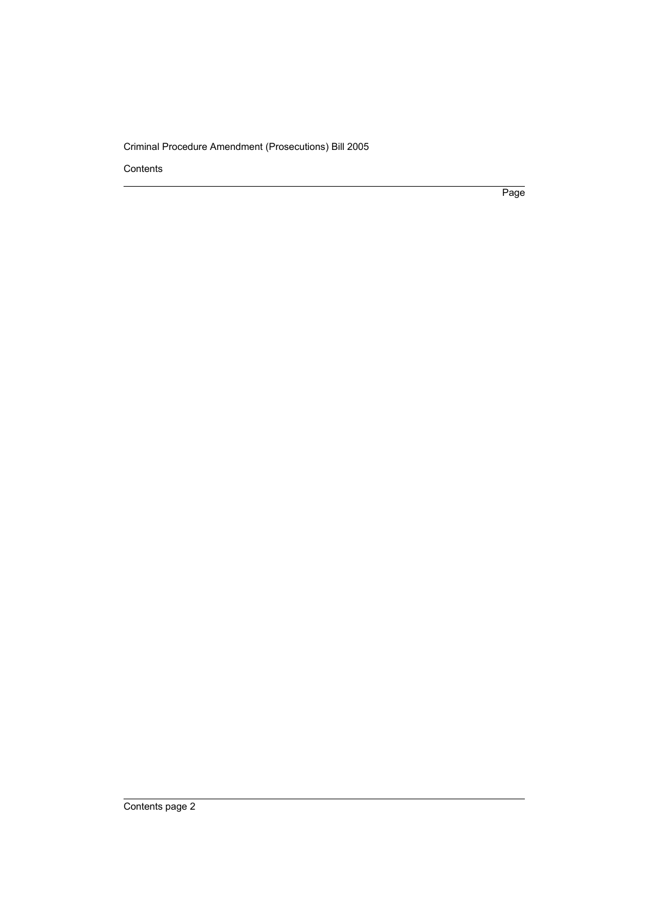Contents

Page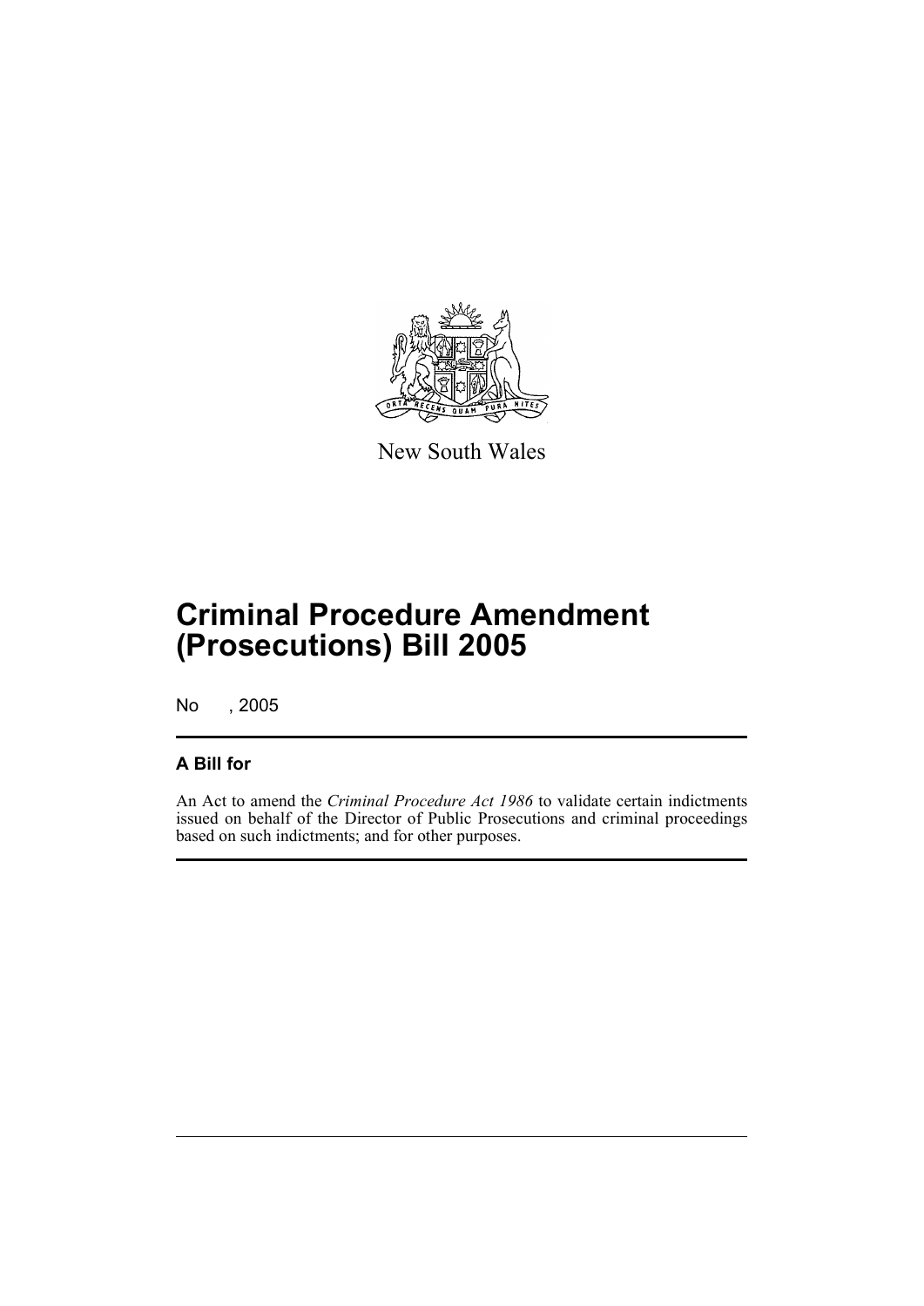New South Wales

# Criminal Procedure Amendment (Prosecutions) Bill 2005

No , 2005

## A Bill for

An Act to amend the *Criminal Procedure Act 1986* to validate certain indictments issued on behalf of the Director of Public Prosecutions and criminal proceedings based on such indictments; and for other purposes.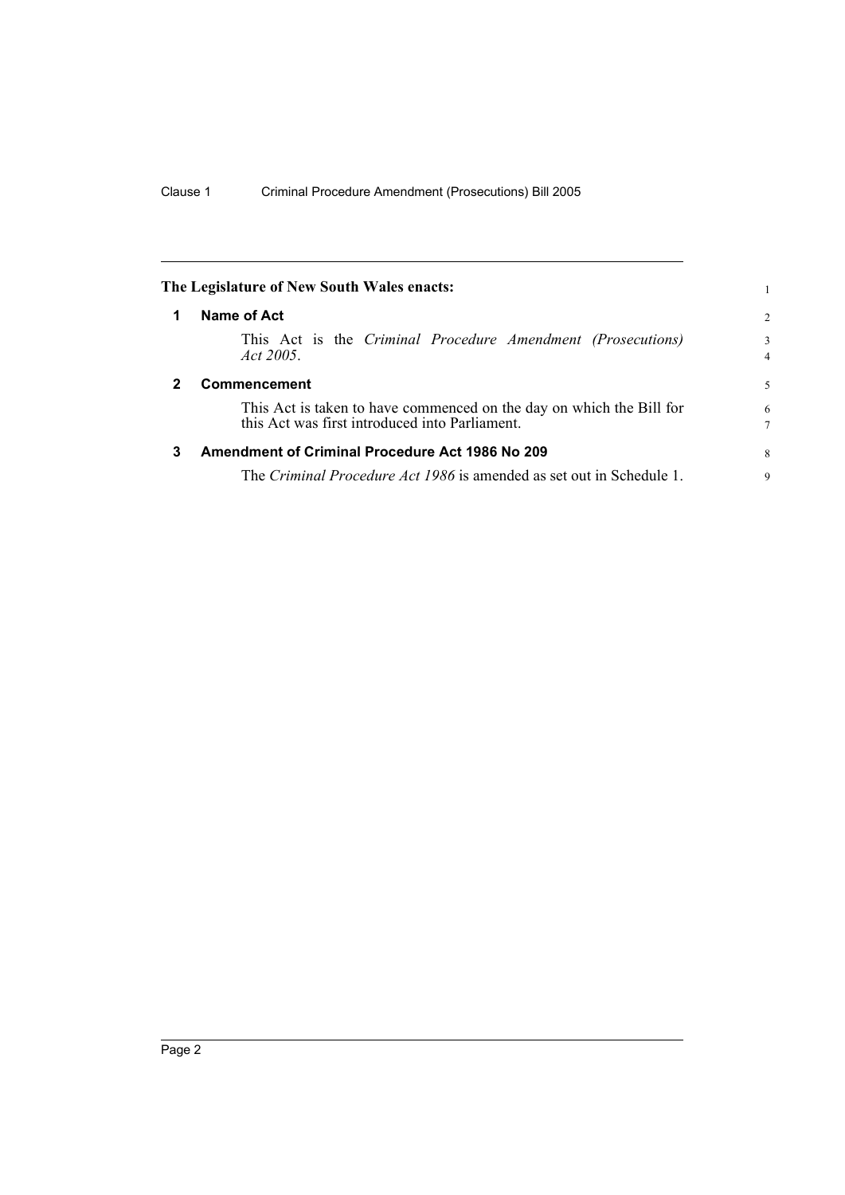**The Legislature of New South Wales enacts:**

## 1 Name of Act

This Act is the *Criminal Procedure Amendment (Prosecutions) Act 2005*.

## 2 Commencement

This Act is taken to have commenced on the day on which the Bill for this Act was first introduced into Parliament.

## 3 Amendment of Criminal Procedure Act 1986 No 209

The *Criminal Procedure Act 1986* is amended as set out in Schedule 1.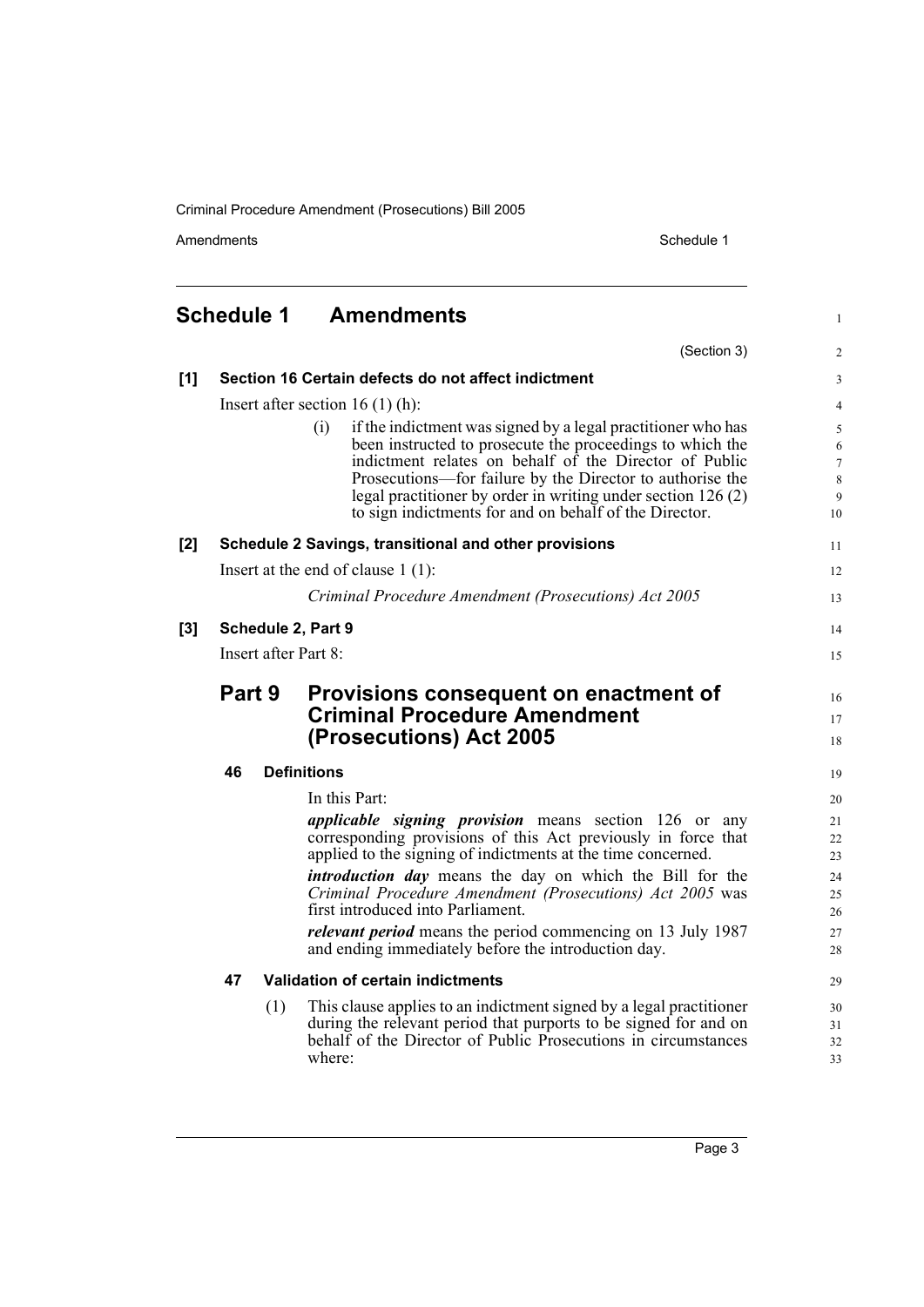# Schedule 1 Amendments

(Section 3)

## [1] Section 16 Certain defects do not affect indictment

Insert after section 16 (1) (h):

> (i) if the indictment was signed by a legal practitioner who has been instructed to prosecute the proceedings to which the indictment relates on behalf of the Director of Public Prosecutions—for failure by the Director to authorise the legal practitioner by order in writing under section 126 (2) to sign indictments for and on behalf of the Director.

## [2] Schedule 2 Savings, transitional and other provisions

Insert at the end of clause 1 (1):

> *Criminal Procedure Amendment (Prosecutions) Act 2005*

## [3] Schedule 2, Part 9

Insert after Part 8:

## Part 9 Provisions consequent on enactment of Criminal Procedure Amendment (Prosecutions) Act 2005

### 46 Definitions

In this Part:

***applicable signing provision*** means section 126 or any corresponding provisions of this Act previously in force that applied to the signing of indictments at the time concerned.

***introduction day*** means the day on which the Bill for the *Criminal Procedure Amendment (Prosecutions) Act 2005* was first introduced into Parliament.

***relevant period*** means the period commencing on 13 July 1987 and ending immediately before the introduction day.

### 47 Validation of certain indictments

(1) This clause applies to an indictment signed by a legal practitioner during the relevant period that purports to be signed for and on behalf of the Director of Public Prosecutions in circumstances where: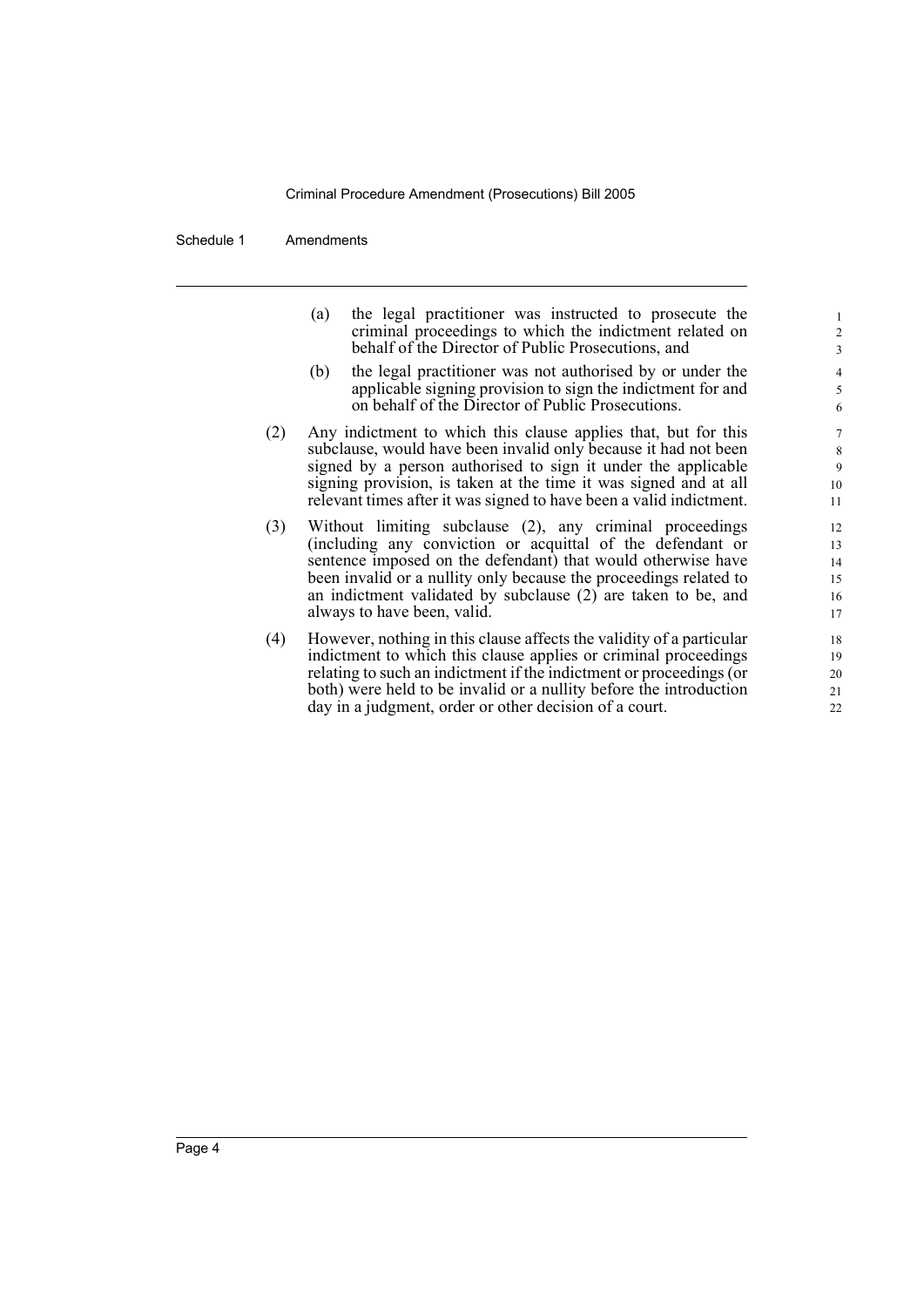(a) the legal practitioner was instructed to prosecute the criminal proceedings to which the indictment related on behalf of the Director of Public Prosecutions, and

(b) the legal practitioner was not authorised by or under the applicable signing provision to sign the indictment for and on behalf of the Director of Public Prosecutions.

(2) Any indictment to which this clause applies that, but for this subclause, would have been invalid only because it had not been signed by a person authorised to sign it under the applicable signing provision, is taken at the time it was signed and at all relevant times after it was signed to have been a valid indictment.

(3) Without limiting subclause (2), any criminal proceedings (including any conviction or acquittal of the defendant or sentence imposed on the defendant) that would otherwise have been invalid or a nullity only because the proceedings related to an indictment validated by subclause (2) are taken to be, and always to have been, valid.

(4) However, nothing in this clause affects the validity of a particular indictment to which this clause applies or criminal proceedings relating to such an indictment if the indictment or proceedings (or both) were held to be invalid or a nullity before the introduction day in a judgment, order or other decision of a court.